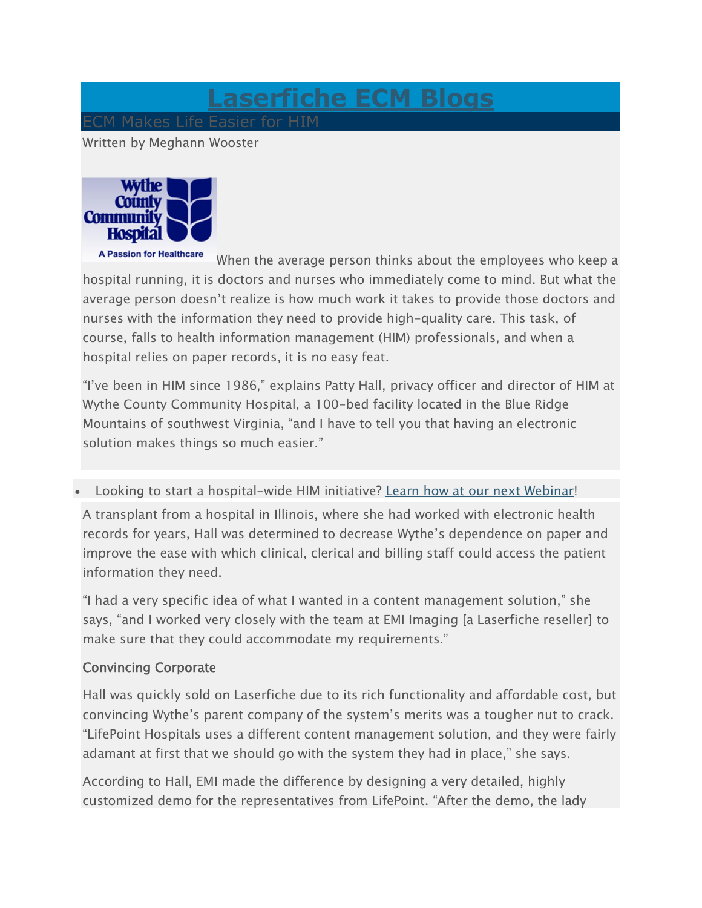# Laserfiche ECM Blogs

## ECM Makes Life Easier for HIM

Written by Meghann Wooster

When the average person thinks about the employees who keep a hospital running, it is doctors and nurses who immediately come to mind. But what the average person doesn't realize is how much work it takes to provide those doctors and nurses with the information they need to provide high-quality care. This task, of course, falls to health information management (HIM) professionals, and when a hospital relies on paper records, it is no easy feat.

"I've been in HIM since 1986," explains Patty Hall, privacy officer and director of HIM at Wythe County Community Hospital, a 100-bed facility located in the Blue Ridge Mountains of southwest Virginia, "and I have to tell you that having an electronic solution makes things so much easier."

- Looking to start a hospital-wide HIM initiative? Learn how at our next Webinar!

A transplant from a hospital in Illinois, where she had worked with electronic health records for years, Hall was determined to decrease Wythe's dependence on paper and improve the ease with which clinical, clerical and billing staff could access the patient information they need.

"I had a very specific idea of what I wanted in a content management solution," she says, "and I worked very closely with the team at EMI Imaging [a Laserfiche reseller] to make sure that they could accommodate my requirements."

### Convincing Corporate

Hall was quickly sold on Laserfiche due to its rich functionality and affordable cost, but convincing Wythe's parent company of the system's merits was a tougher nut to crack. "LifePoint Hospitals uses a different content management solution, and they were fairly adamant at first that we should go with the system they had in place," she says.

According to Hall, EMI made the difference by designing a very detailed, highly customized demo for the representatives from LifePoint. "After the demo, the lady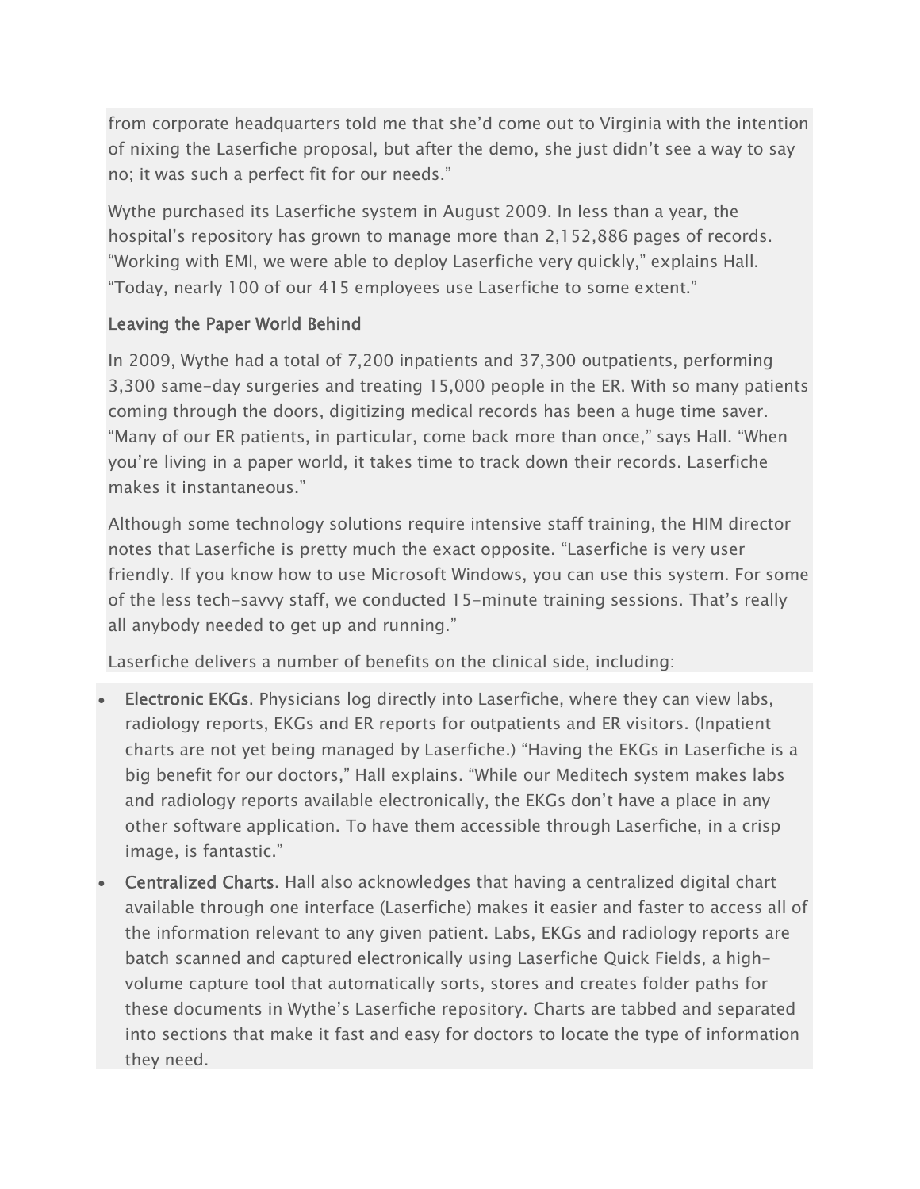from corporate headquarters told me that she'd come out to Virginia with the intention of nixing the Laserfiche proposal, but after the demo, she just didn't see a way to say no; it was such a perfect fit for our needs."

Wythe purchased its Laserfiche system in August 2009. In less than a year, the hospital's repository has grown to manage more than 2,152,886 pages of records. "Working with EMI, we were able to deploy Laserfiche very quickly," explains Hall. "Today, nearly 100 of our 415 employees use Laserfiche to some extent."

## Leaving the Paper World Behind

In 2009, Wythe had a total of 7,200 inpatients and 37,300 outpatients, performing 3,300 same-day surgeries and treating 15,000 people in the ER. With so many patients coming through the doors, digitizing medical records has been a huge time saver. "Many of our ER patients, in particular, come back more than once," says Hall. "When you're living in a paper world, it takes time to track down their records. Laserfiche makes it instantaneous."

Although some technology solutions require intensive staff training, the HIM director notes that Laserfiche is pretty much the exact opposite. "Laserfiche is very user friendly. If you know how to use Microsoft Windows, you can use this system. For some of the less tech-savvy staff, we conducted 15-minute training sessions. That's really all anybody needed to get up and running."

Laserfiche delivers a number of benefits on the clinical side, including:

- **Electronic EKGs**. Physicians log directly into Laserfiche, where they can view labs, radiology reports, EKGs and ER reports for outpatients and ER visitors. (Inpatient charts are not yet being managed by Laserfiche.) "Having the EKGs in Laserfiche is a big benefit for our doctors," Hall explains. "While our Meditech system makes labs and radiology reports available electronically, the EKGs don't have a place in any other software application. To have them accessible through Laserfiche, in a crisp image, is fantastic."
- **Centralized Charts**. Hall also acknowledges that having a centralized digital chart available through one interface (Laserfiche) makes it easier and faster to access all of the information relevant to any given patient. Labs, EKGs and radiology reports are batch scanned and captured electronically using Laserfiche Quick Fields, a high-volume capture tool that automatically sorts, stores and creates folder paths for these documents in Wythe's Laserfiche repository. Charts are tabbed and separated into sections that make it fast and easy for doctors to locate the type of information they need.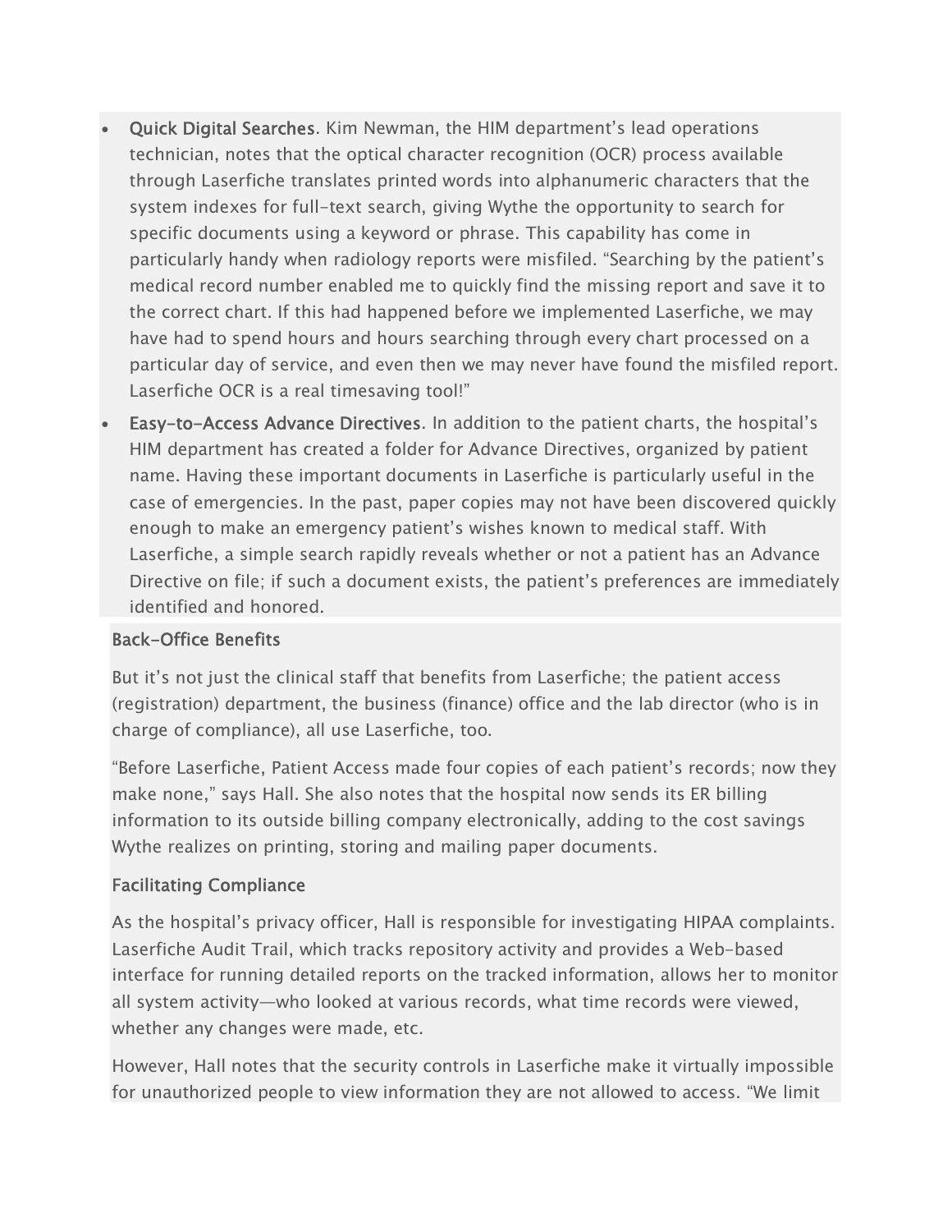- Quick Digital Searches. Kim Newman, the HIM department's lead operations technician, notes that the optical character recognition (OCR) process available through Laserfiche translates printed words into alphanumeric characters that the system indexes for full-text search, giving Wythe the opportunity to search for specific documents using a keyword or phrase. This capability has come in particularly handy when radiology reports were misfiled. "Searching by the patient's medical record number enabled me to quickly find the missing report and save it to the correct chart. If this had happened before we implemented Laserfiche, we may have had to spend hours and hours searching through every chart processed on a particular day of service, and even then we may never have found the misfiled report. Laserfiche OCR is a real timesaving tool!"
- Easy-to-Access Advance Directives. In addition to the patient charts, the hospital's HIM department has created a folder for Advance Directives, organized by patient name. Having these important documents in Laserfiche is particularly useful in the case of emergencies. In the past, paper copies may not have been discovered quickly enough to make an emergency patient's wishes known to medical staff. With Laserfiche, a simple search rapidly reveals whether or not a patient has an Advance Directive on file; if such a document exists, the patient's preferences are immediately identified and honored.

## Back-Office Benefits

But it's not just the clinical staff that benefits from Laserfiche; the patient access (registration) department, the business (finance) office and the lab director (who is in charge of compliance), all use Laserfiche, too.

"Before Laserfiche, Patient Access made four copies of each patient's records; now they make none," says Hall. She also notes that the hospital now sends its ER billing information to its outside billing company electronically, adding to the cost savings Wythe realizes on printing, storing and mailing paper documents.

## Facilitating Compliance

As the hospital's privacy officer, Hall is responsible for investigating HIPAA complaints. Laserfiche Audit Trail, which tracks repository activity and provides a Web-based interface for running detailed reports on the tracked information, allows her to monitor all system activity—who looked at various records, what time records were viewed, whether any changes were made, etc.

However, Hall notes that the security controls in Laserfiche make it virtually impossible for unauthorized people to view information they are not allowed to access. "We limit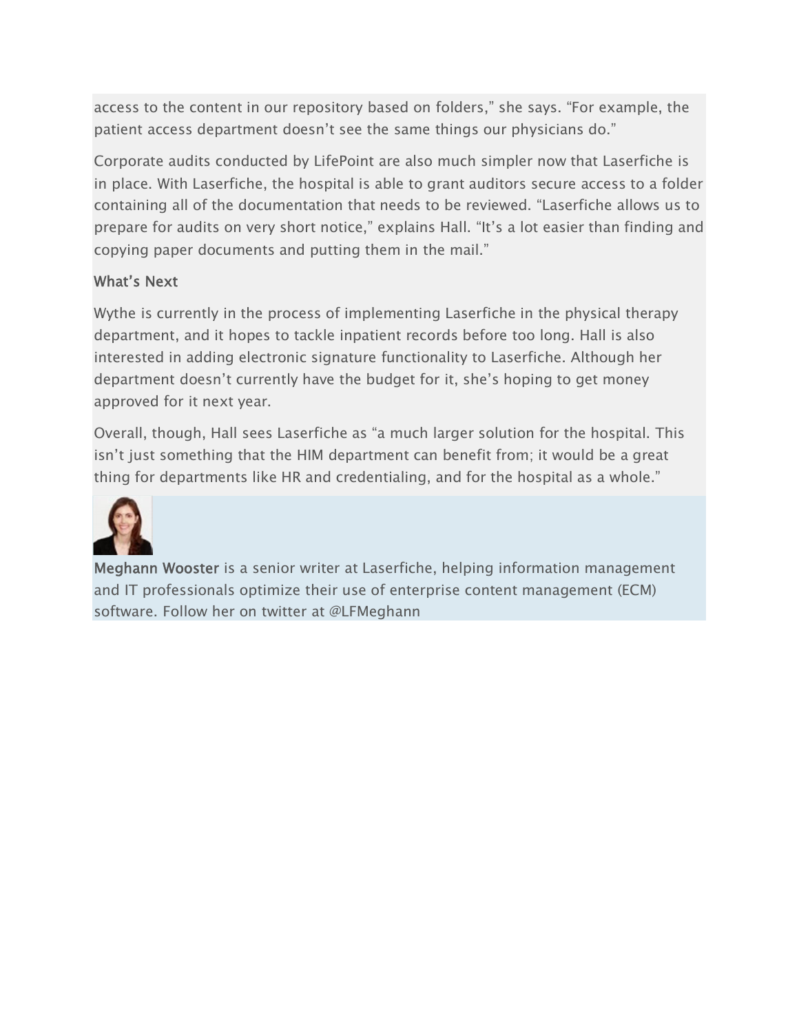access to the content in our repository based on folders," she says. "For example, the patient access department doesn't see the same things our physicians do."

Corporate audits conducted by LifePoint are also much simpler now that Laserfiche is in place. With Laserfiche, the hospital is able to grant auditors secure access to a folder containing all of the documentation that needs to be reviewed. "Laserfiche allows us to prepare for audits on very short notice," explains Hall. "It's a lot easier than finding and copying paper documents and putting them in the mail."

## What's Next

Wythe is currently in the process of implementing Laserfiche in the physical therapy department, and it hopes to tackle inpatient records before too long. Hall is also interested in adding electronic signature functionality to Laserfiche. Although her department doesn't currently have the budget for it, she's hoping to get money approved for it next year.

Overall, though, Hall sees Laserfiche as "a much larger solution for the hospital. This isn't just something that the HIM department can benefit from; it would be a great thing for departments like HR and credentialing, and for the hospital as a whole."

Meghann Wooster is a senior writer at Laserfiche, helping information management and IT professionals optimize their use of enterprise content management (ECM) software. Follow her on twitter at @LFMeghann